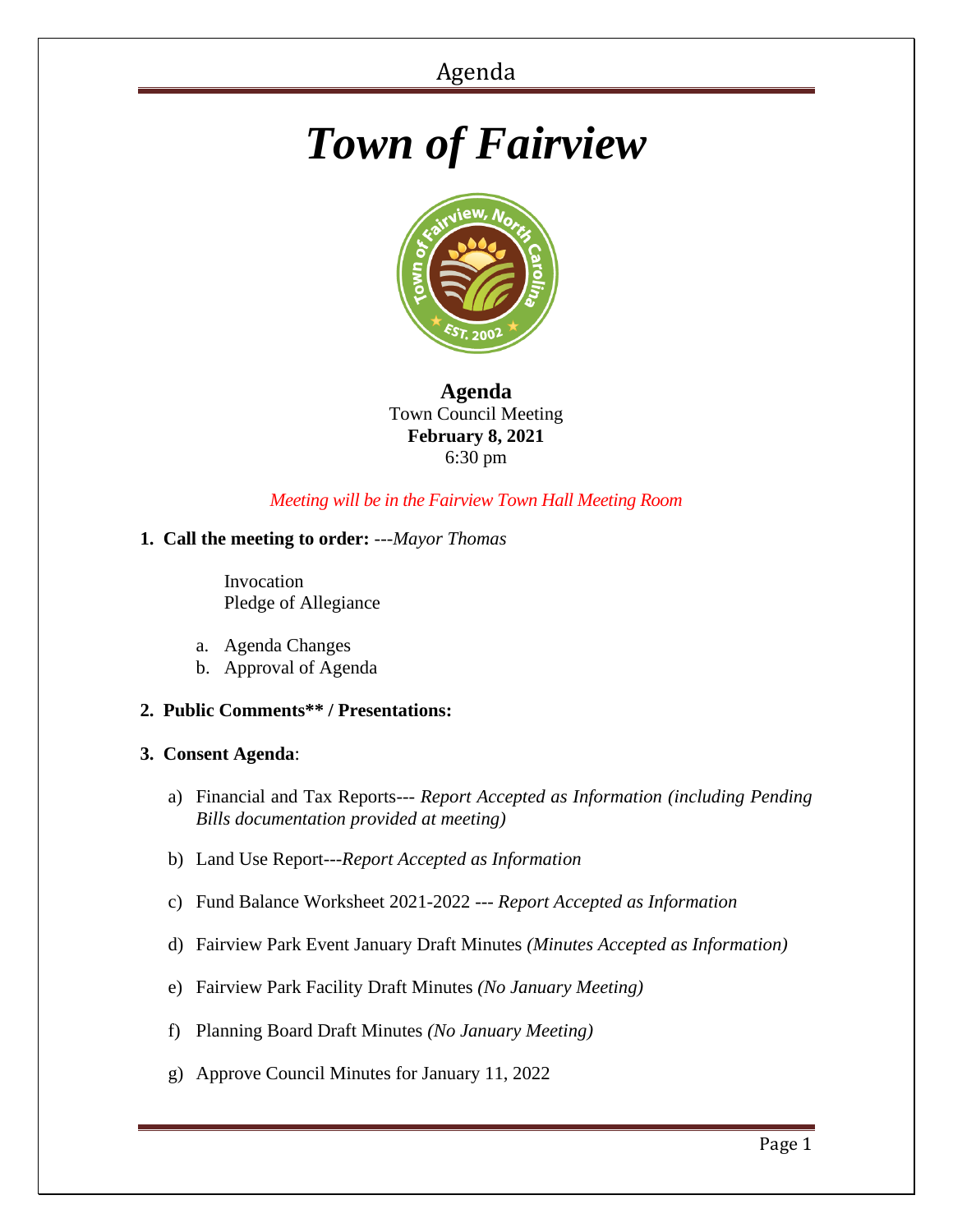# *Town of Fairview*

**Agenda**
Town Council Meeting
**February 8, 2021**
6:30 pm

*Meeting will be in the Fairview Town Hall Meeting Room*

**1. Call the meeting to order:** ---*Mayor Thomas*

Invocation
Pledge of Allegiance

a. Agenda Changes
b. Approval of Agenda

**2. Public Comments** / Presentations:**

**3. Consent Agenda**:

a) Financial and Tax Reports--- *Report Accepted as Information (including Pending Bills documentation provided at meeting)*

b) Land Use Report---*Report Accepted as Information*

c) Fund Balance Worksheet 2021-2022 --- *Report Accepted as Information*

d) Fairview Park Event January Draft Minutes *(Minutes Accepted as Information)*

e) Fairview Park Facility Draft Minutes *(No January Meeting)*

f) Planning Board Draft Minutes *(No January Meeting)*

g) Approve Council Minutes for January 11, 2022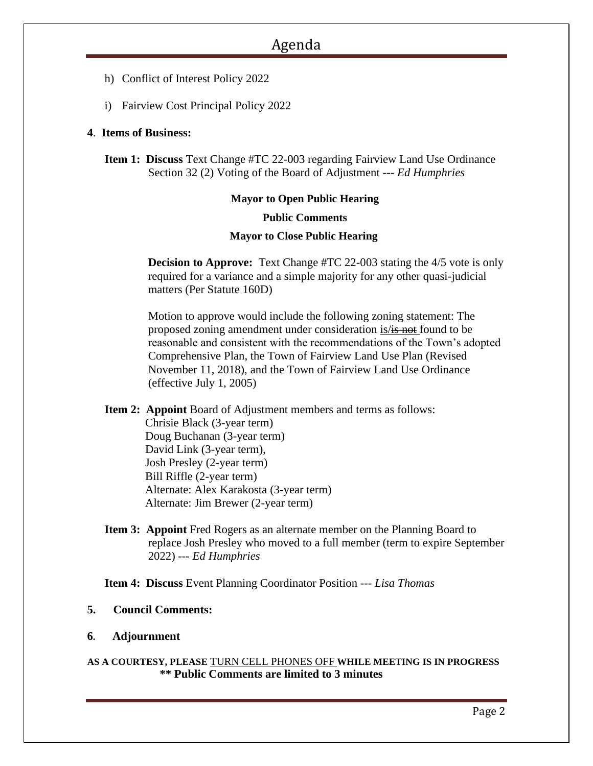# Agenda

h) Conflict of Interest Policy 2022

i) Fairview Cost Principal Policy 2022

**4. Items of Business:**

**Item 1: Discuss** Text Change #TC 22-003 regarding Fairview Land Use Ordinance Section 32 (2) Voting of the Board of Adjustment --- *Ed Humphries*

**Mayor to Open Public Hearing**

**Public Comments**

**Mayor to Close Public Hearing**

**Decision to Approve:** Text Change #TC 22-003 stating the 4/5 vote is only required for a variance and a simple majority for any other quasi-judicial matters (Per Statute 160D)

Motion to approve would include the following zoning statement: The proposed zoning amendment under consideration <u>is</u>/~~is not~~ found to be reasonable and consistent with the recommendations of the Town's adopted Comprehensive Plan, the Town of Fairview Land Use Plan (Revised November 11, 2018), and the Town of Fairview Land Use Ordinance (effective July 1, 2005)

**Item 2: Appoint** Board of Adjustment members and terms as follows:
Chrisie Black (3-year term)
Doug Buchanan (3-year term)
David Link (3-year term),
Josh Presley (2-year term)
Bill Riffle (2-year term)
Alternate: Alex Karakosta (3-year term)
Alternate: Jim Brewer (2-year term)

**Item 3: Appoint** Fred Rogers as an alternate member on the Planning Board to replace Josh Presley who moved to a full member (term to expire September 2022) --- *Ed Humphries*

**Item 4: Discuss** Event Planning Coordinator Position --- *Lisa Thomas*

**5. Council Comments:**

**6. Adjournment**

**AS A COURTESY, PLEASE** <u>TURN CELL PHONES OFF</u> **WHILE MEETING IS IN PROGRESS**
**\*\* Public Comments are limited to 3 minutes**